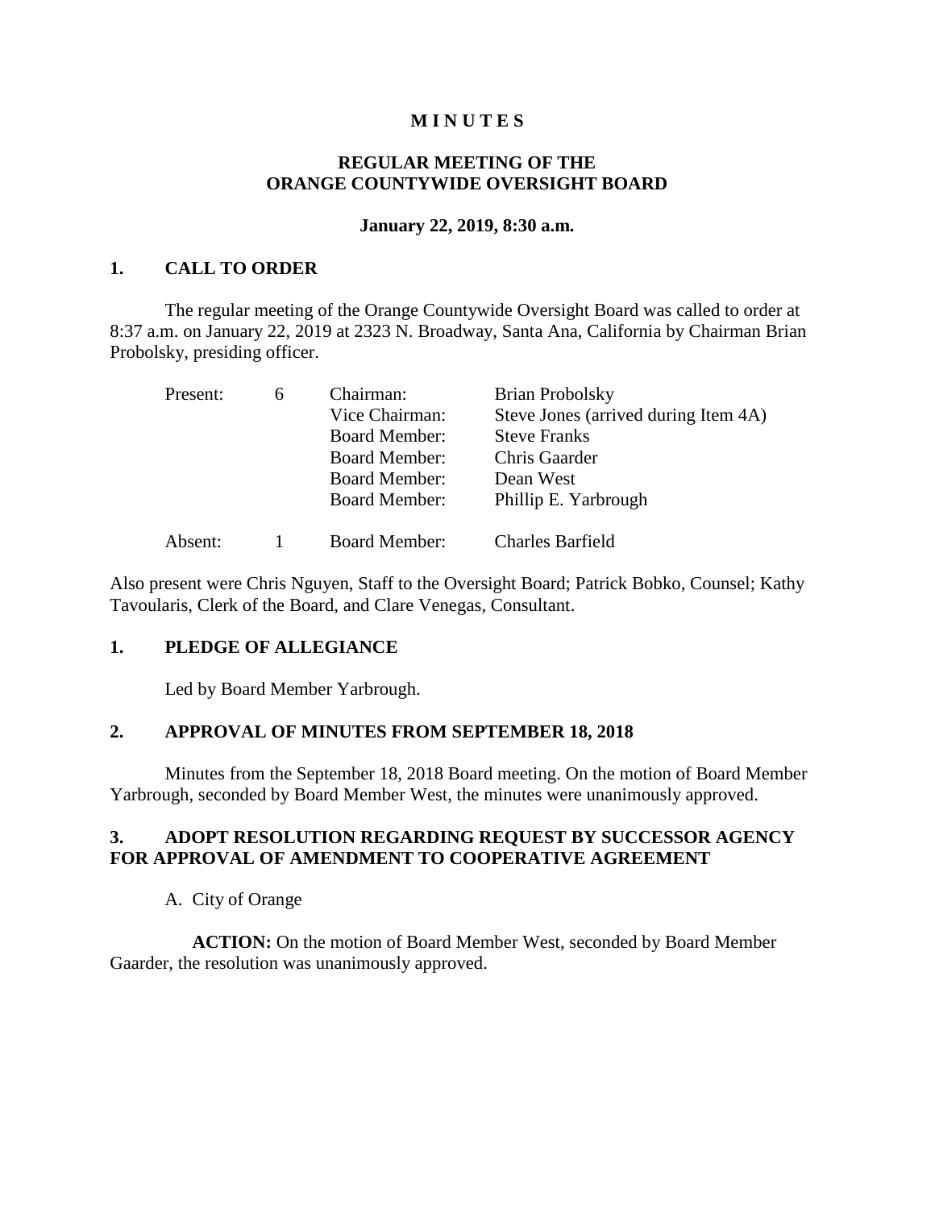# MINUTES

## REGULAR MEETING OF THE ORANGE COUNTYWIDE OVERSIGHT BOARD

**January 22, 2019, 8:30 a.m.**

## 1. CALL TO ORDER

The regular meeting of the Orange Countywide Oversight Board was called to order at 8:37 a.m. on January 22, 2019 at 2323 N. Broadway, Santa Ana, California by Chairman Brian Probolsky, presiding officer.

| | | | |
|---|---|---|---|
| Present: | 6 | Chairman: | Brian Probolsky |
| | | Vice Chairman: | Steve Jones (arrived during Item 4A) |
| | | Board Member: | Steve Franks |
| | | Board Member: | Chris Gaarder |
| | | Board Member: | Dean West |
| | | Board Member: | Phillip E. Yarbrough |
| Absent: | 1 | Board Member: | Charles Barfield |

Also present were Chris Nguyen, Staff to the Oversight Board; Patrick Bobko, Counsel; Kathy Tavoularis, Clerk of the Board, and Clare Venegas, Consultant.

## 1. PLEDGE OF ALLEGIANCE

Led by Board Member Yarbrough.

## 2. APPROVAL OF MINUTES FROM SEPTEMBER 18, 2018

Minutes from the September 18, 2018 Board meeting. On the motion of Board Member Yarbrough, seconded by Board Member West, the minutes were unanimously approved.

## 3. ADOPT RESOLUTION REGARDING REQUEST BY SUCCESSOR AGENCY FOR APPROVAL OF AMENDMENT TO COOPERATIVE AGREEMENT

A. City of Orange

**ACTION:** On the motion of Board Member West, seconded by Board Member Gaarder, the resolution was unanimously approved.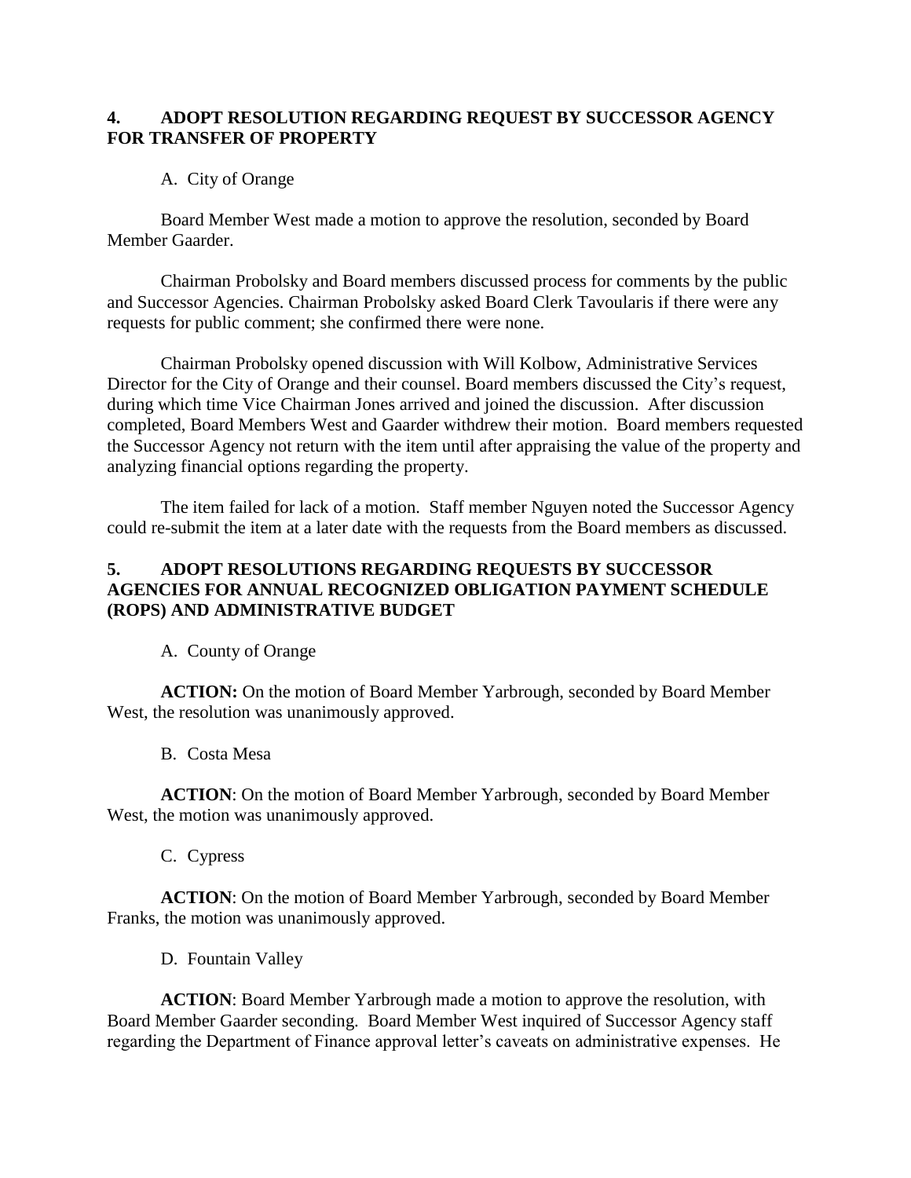**4. ADOPT RESOLUTION REGARDING REQUEST BY SUCCESSOR AGENCY FOR TRANSFER OF PROPERTY**

A. City of Orange

Board Member West made a motion to approve the resolution, seconded by Board Member Gaarder.

Chairman Probolsky and Board members discussed process for comments by the public and Successor Agencies. Chairman Probolsky asked Board Clerk Tavoularis if there were any requests for public comment; she confirmed there were none.

Chairman Probolsky opened discussion with Will Kolbow, Administrative Services Director for the City of Orange and their counsel. Board members discussed the City's request, during which time Vice Chairman Jones arrived and joined the discussion. After discussion completed, Board Members West and Gaarder withdrew their motion. Board members requested the Successor Agency not return with the item until after appraising the value of the property and analyzing financial options regarding the property.

The item failed for lack of a motion. Staff member Nguyen noted the Successor Agency could re-submit the item at a later date with the requests from the Board members as discussed.

**5. ADOPT RESOLUTIONS REGARDING REQUESTS BY SUCCESSOR AGENCIES FOR ANNUAL RECOGNIZED OBLIGATION PAYMENT SCHEDULE (ROPS) AND ADMINISTRATIVE BUDGET**

A. County of Orange

**ACTION:** On the motion of Board Member Yarbrough, seconded by Board Member West, the resolution was unanimously approved.

B. Costa Mesa

**ACTION**: On the motion of Board Member Yarbrough, seconded by Board Member West, the motion was unanimously approved.

C. Cypress

**ACTION**: On the motion of Board Member Yarbrough, seconded by Board Member Franks, the motion was unanimously approved.

D. Fountain Valley

**ACTION**: Board Member Yarbrough made a motion to approve the resolution, with Board Member Gaarder seconding. Board Member West inquired of Successor Agency staff regarding the Department of Finance approval letter's caveats on administrative expenses. He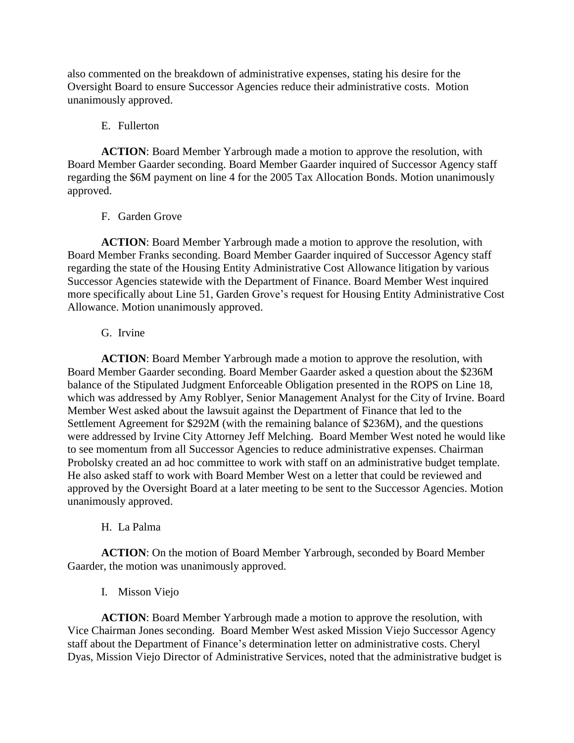also commented on the breakdown of administrative expenses, stating his desire for the Oversight Board to ensure Successor Agencies reduce their administrative costs. Motion unanimously approved.

E. Fullerton

**ACTION**: Board Member Yarbrough made a motion to approve the resolution, with Board Member Gaarder seconding. Board Member Gaarder inquired of Successor Agency staff regarding the $6M payment on line 4 for the 2005 Tax Allocation Bonds. Motion unanimously approved.

F. Garden Grove

**ACTION**: Board Member Yarbrough made a motion to approve the resolution, with Board Member Franks seconding. Board Member Gaarder inquired of Successor Agency staff regarding the state of the Housing Entity Administrative Cost Allowance litigation by various Successor Agencies statewide with the Department of Finance. Board Member West inquired more specifically about Line 51, Garden Grove's request for Housing Entity Administrative Cost Allowance. Motion unanimously approved.

G. Irvine

**ACTION**: Board Member Yarbrough made a motion to approve the resolution, with Board Member Gaarder seconding. Board Member Gaarder asked a question about the $236M balance of the Stipulated Judgment Enforceable Obligation presented in the ROPS on Line 18, which was addressed by Amy Roblyer, Senior Management Analyst for the City of Irvine. Board Member West asked about the lawsuit against the Department of Finance that led to the Settlement Agreement for $292M (with the remaining balance of $236M), and the questions were addressed by Irvine City Attorney Jeff Melching. Board Member West noted he would like to see momentum from all Successor Agencies to reduce administrative expenses. Chairman Probolsky created an ad hoc committee to work with staff on an administrative budget template. He also asked staff to work with Board Member West on a letter that could be reviewed and approved by the Oversight Board at a later meeting to be sent to the Successor Agencies. Motion unanimously approved.

H. La Palma

**ACTION**: On the motion of Board Member Yarbrough, seconded by Board Member Gaarder, the motion was unanimously approved.

I. Misson Viejo

**ACTION**: Board Member Yarbrough made a motion to approve the resolution, with Vice Chairman Jones seconding. Board Member West asked Mission Viejo Successor Agency staff about the Department of Finance's determination letter on administrative costs. Cheryl Dyas, Mission Viejo Director of Administrative Services, noted that the administrative budget is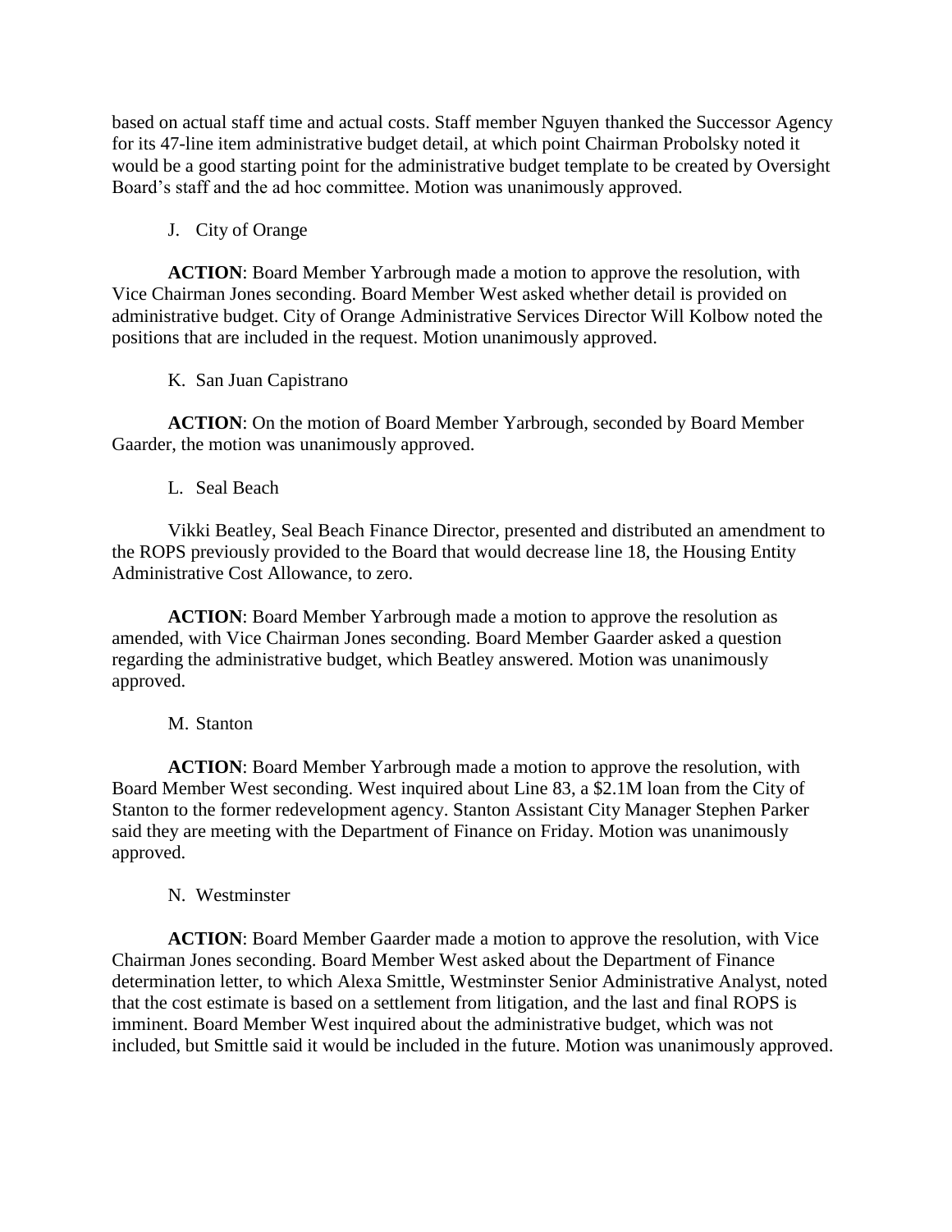based on actual staff time and actual costs. Staff member Nguyen thanked the Successor Agency for its 47-line item administrative budget detail, at which point Chairman Probolsky noted it would be a good starting point for the administrative budget template to be created by Oversight Board's staff and the ad hoc committee. Motion was unanimously approved.

J. City of Orange

**ACTION**: Board Member Yarbrough made a motion to approve the resolution, with Vice Chairman Jones seconding. Board Member West asked whether detail is provided on administrative budget. City of Orange Administrative Services Director Will Kolbow noted the positions that are included in the request. Motion unanimously approved.

K. San Juan Capistrano

**ACTION**: On the motion of Board Member Yarbrough, seconded by Board Member Gaarder, the motion was unanimously approved.

L. Seal Beach

Vikki Beatley, Seal Beach Finance Director, presented and distributed an amendment to the ROPS previously provided to the Board that would decrease line 18, the Housing Entity Administrative Cost Allowance, to zero.

**ACTION**: Board Member Yarbrough made a motion to approve the resolution as amended, with Vice Chairman Jones seconding. Board Member Gaarder asked a question regarding the administrative budget, which Beatley answered. Motion was unanimously approved.

M. Stanton

**ACTION**: Board Member Yarbrough made a motion to approve the resolution, with Board Member West seconding. West inquired about Line 83, a $2.1M loan from the City of Stanton to the former redevelopment agency. Stanton Assistant City Manager Stephen Parker said they are meeting with the Department of Finance on Friday. Motion was unanimously approved.

N. Westminster

**ACTION**: Board Member Gaarder made a motion to approve the resolution, with Vice Chairman Jones seconding. Board Member West asked about the Department of Finance determination letter, to which Alexa Smittle, Westminster Senior Administrative Analyst, noted that the cost estimate is based on a settlement from litigation, and the last and final ROPS is imminent. Board Member West inquired about the administrative budget, which was not included, but Smittle said it would be included in the future. Motion was unanimously approved.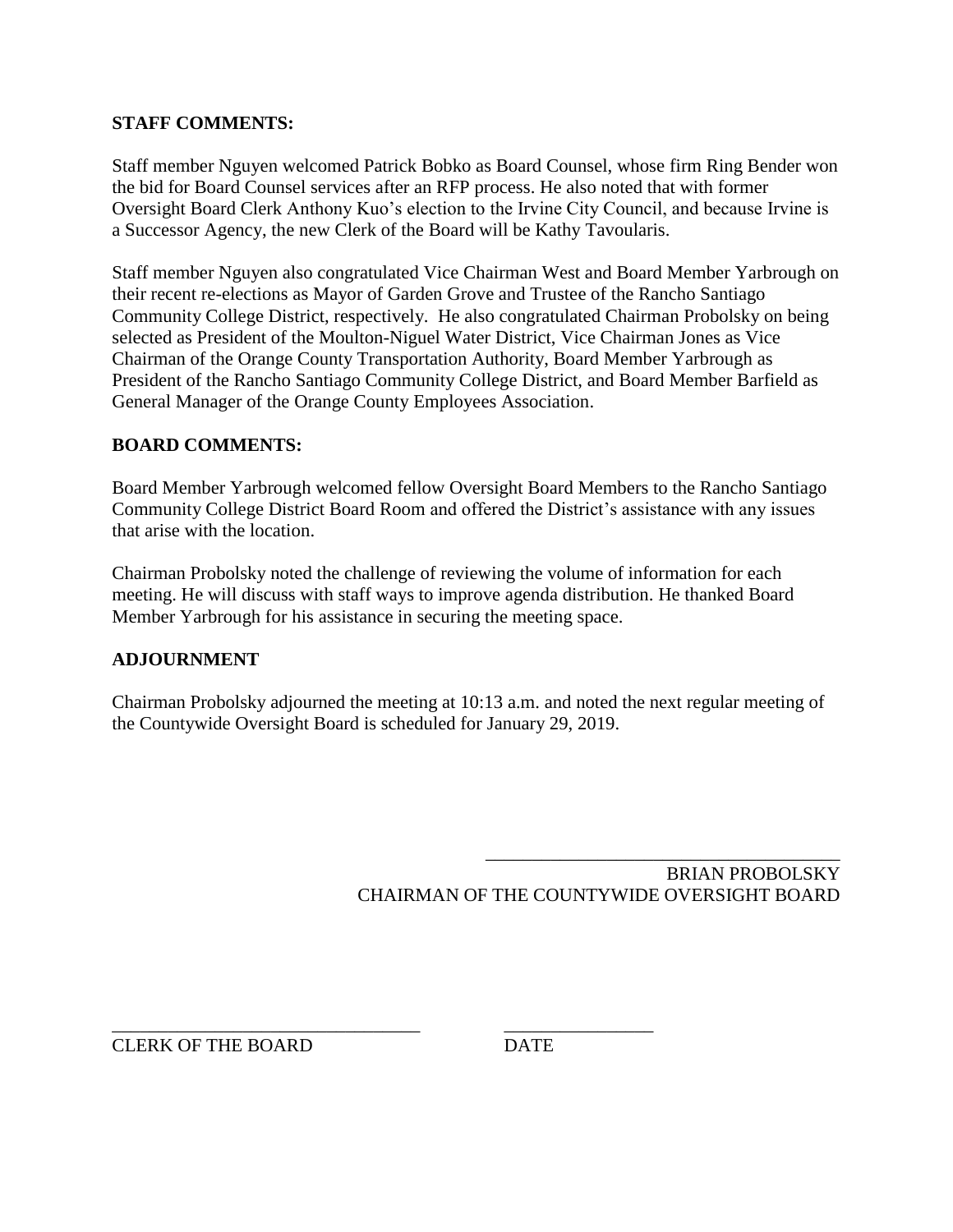**STAFF COMMENTS:**

Staff member Nguyen welcomed Patrick Bobko as Board Counsel, whose firm Ring Bender won the bid for Board Counsel services after an RFP process. He also noted that with former Oversight Board Clerk Anthony Kuo's election to the Irvine City Council, and because Irvine is a Successor Agency, the new Clerk of the Board will be Kathy Tavoularis.

Staff member Nguyen also congratulated Vice Chairman West and Board Member Yarbrough on their recent re-elections as Mayor of Garden Grove and Trustee of the Rancho Santiago Community College District, respectively. He also congratulated Chairman Probolsky on being selected as President of the Moulton-Niguel Water District, Vice Chairman Jones as Vice Chairman of the Orange County Transportation Authority, Board Member Yarbrough as President of the Rancho Santiago Community College District, and Board Member Barfield as General Manager of the Orange County Employees Association.

**BOARD COMMENTS:**

Board Member Yarbrough welcomed fellow Oversight Board Members to the Rancho Santiago Community College District Board Room and offered the District's assistance with any issues that arise with the location.

Chairman Probolsky noted the challenge of reviewing the volume of information for each meeting. He will discuss with staff ways to improve agenda distribution. He thanked Board Member Yarbrough for his assistance in securing the meeting space.

**ADJOURNMENT**

Chairman Probolsky adjourned the meeting at 10:13 a.m. and noted the next regular meeting of the Countywide Oversight Board is scheduled for January 29, 2019.

\_\_\_\_\_\_\_\_\_\_\_\_\_\_\_\_\_\_\_\_\_\_\_\_\_\_\_\_\_\_\_\_\_\_\_\_\_\_

BRIAN PROBOLSKY
CHAIRMAN OF THE COUNTYWIDE OVERSIGHT BOARD

\_\_\_\_\_\_\_\_\_\_\_\_\_\_\_\_\_\_\_\_\_\_\_\_\_\_\_\_\_\_\_\_\_ \_\_\_\_\_\_\_\_\_\_\_\_\_\_\_\_

CLERK OF THE BOARD DATE